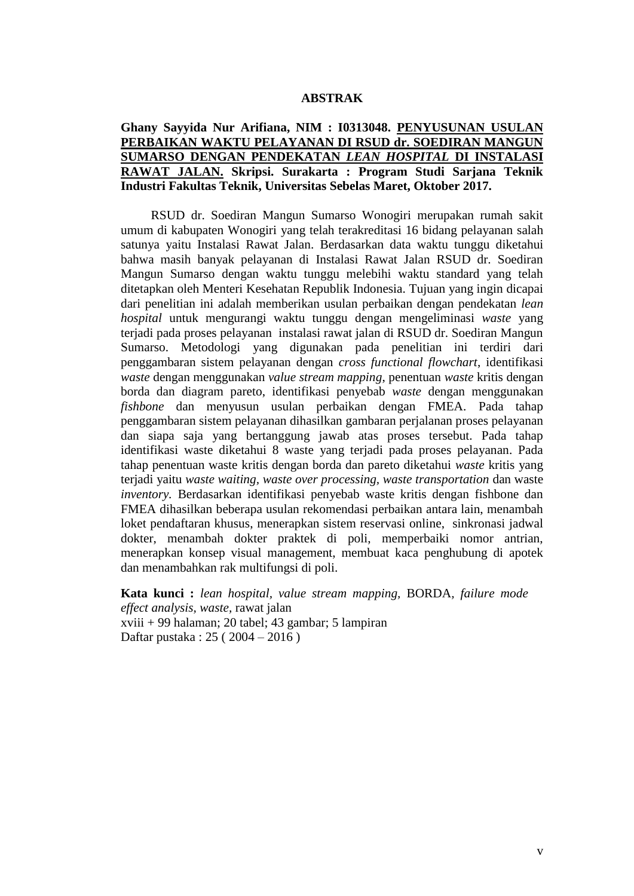# ABSTRAK

**Ghany Sayyida Nur Arifiana, NIM : I0313048. PENYUSUNAN USULAN PERBAIKAN WAKTU PELAYANAN DI RSUD dr. SOEDIRAN MANGUN SUMARSO DENGAN PENDEKATAN *LEAN HOSPITAL* DI INSTALASI RAWAT JALAN. Skripsi. Surakarta : Program Studi Sarjana Teknik Industri Fakultas Teknik, Universitas Sebelas Maret, Oktober 2017.**

RSUD dr. Soediran Mangun Sumarso Wonogiri merupakan rumah sakit umum di kabupaten Wonogiri yang telah terakreditasi 16 bidang pelayanan salah satunya yaitu Instalasi Rawat Jalan. Berdasarkan data waktu tunggu diketahui bahwa masih banyak pelayanan di Instalasi Rawat Jalan RSUD dr. Soediran Mangun Sumarso dengan waktu tunggu melebihi waktu standard yang telah ditetapkan oleh Menteri Kesehatan Republik Indonesia. Tujuan yang ingin dicapai dari penelitian ini adalah memberikan usulan perbaikan dengan pendekatan *lean hospital* untuk mengurangi waktu tunggu dengan mengeliminasi *waste* yang terjadi pada proses pelayanan instalasi rawat jalan di RSUD dr. Soediran Mangun Sumarso. Metodologi yang digunakan pada penelitian ini terdiri dari penggambaran sistem pelayanan dengan *cross functional flowchart*, identifikasi *waste* dengan menggunakan *value stream mapping*, penentuan *waste* kritis dengan borda dan diagram pareto, identifikasi penyebab *waste* dengan menggunakan *fishbone* dan menyusun usulan perbaikan dengan FMEA. Pada tahap penggambaran sistem pelayanan dihasilkan gambaran perjalanan proses pelayanan dan siapa saja yang bertanggung jawab atas proses tersebut. Pada tahap identifikasi waste diketahui 8 waste yang terjadi pada proses pelayanan. Pada tahap penentuan waste kritis dengan borda dan pareto diketahui *waste* kritis yang terjadi yaitu *waste waiting*, *waste over processing*, *waste transportation* dan waste *inventory*. Berdasarkan identifikasi penyebab waste kritis dengan fishbone dan FMEA dihasilkan beberapa usulan rekomendasi perbaikan antara lain, menambah loket pendaftaran khusus, menerapkan sistem reservasi online, sinkronasi jadwal dokter, menambah dokter praktek di poli, memperbaiki nomor antrian, menerapkan konsep visual management, membuat kaca penghubung di apotek dan menambahkan rak multifungsi di poli.

**Kata kunci :** *lean hospital*, *value stream mapping*, BORDA, *failure mode effect analysis*, *waste*, rawat jalan
xviii + 99 halaman; 20 tabel; 43 gambar; 5 lampiran
Daftar pustaka : 25 ( 2004 – 2016 )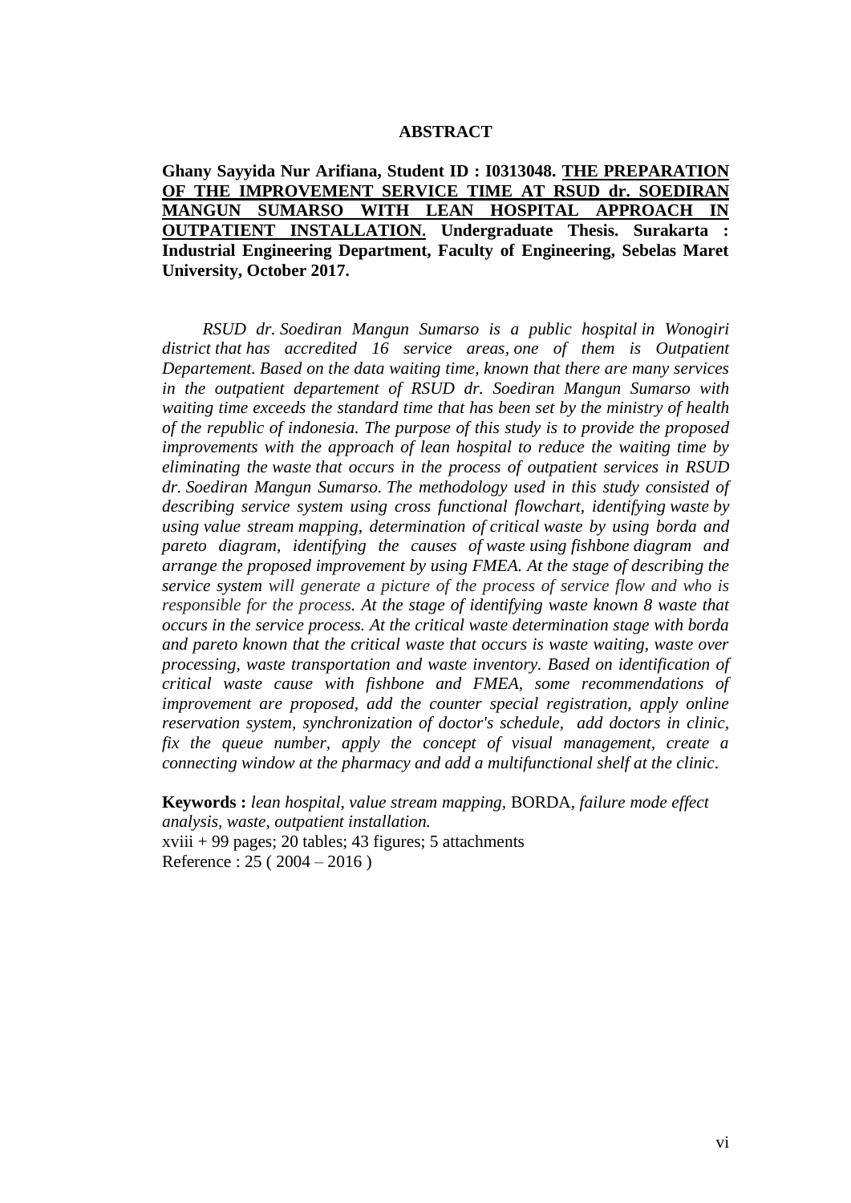## ABSTRACT

**Ghany Sayyida Nur Arifiana, Student ID : I0313048. <u>THE PREPARATION OF THE IMPROVEMENT SERVICE TIME AT RSUD dr. SOEDIRAN MANGUN SUMARSO WITH LEAN HOSPITAL APPROACH IN OUTPATIENT INSTALLATION.</u> Undergraduate Thesis. Surakarta : Industrial Engineering Department, Faculty of Engineering, Sebelas Maret University, October 2017.**

*RSUD dr. Soediran Mangun Sumarso is a public hospital in Wonogiri district that has accredited 16 service areas, one of them is Outpatient Departement. Based on the data waiting time, known that there are many services in the outpatient departement of RSUD dr. Soediran Mangun Sumarso with waiting time exceeds the standard time that has been set by the ministry of health of the republic of indonesia. The purpose of this study is to provide the proposed improvements with the approach of lean hospital to reduce the waiting time by eliminating the waste that occurs in the process of outpatient services in RSUD dr. Soediran Mangun Sumarso. The methodology used in this study consisted of describing service system using cross functional flowchart, identifying waste by using value stream mapping, determination of critical waste by using borda and pareto diagram, identifying the causes of waste using fishbone diagram and arrange the proposed improvement by using FMEA. At the stage of describing the service system will generate a picture of the process of service flow and who is responsible for the process. At the stage of identifying waste known 8 waste that occurs in the service process. At the critical waste determination stage with borda and pareto known that the critical waste that occurs is waste waiting, waste over processing, waste transportation and waste inventory. Based on identification of critical waste cause with fishbone and FMEA, some recommendations of improvement are proposed, add the counter special registration, apply online reservation system, synchronization of doctor's schedule, add doctors in clinic, fix the queue number, apply the concept of visual management, create a connecting window at the pharmacy and add a multifunctional shelf at the clinic.*

**Keywords :** *lean hospital, value stream mapping,* BORDA, *failure mode effect analysis, waste, outpatient installation.*
xviii + 99 pages; 20 tables; 43 figures; 5 attachments
Reference : 25 ( 2004 – 2016 )